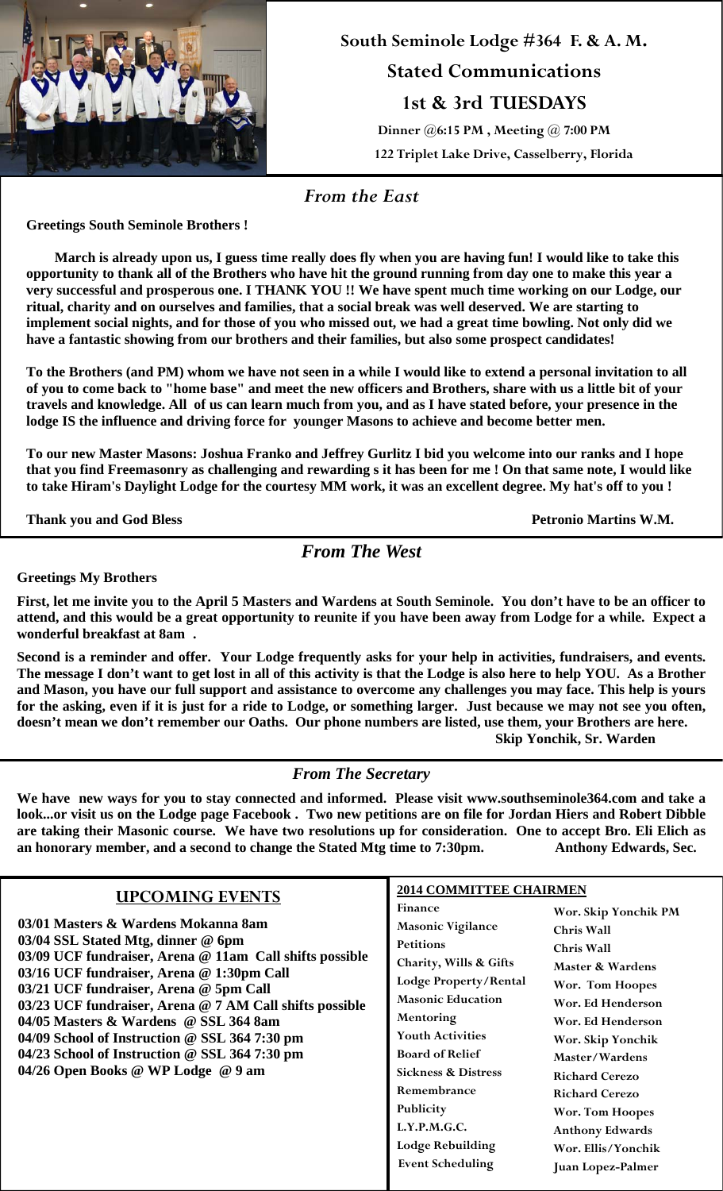# South Seminole Lodge #364 F. & A. M.

## Stated Communications

## 1st & 3rd TUESDAYS

**Dinner @6:15 PM , Meeting @ 7:00 PM**

**122 Triplet Lake Drive, Casselberry, Florida**

## *From the East*

**Greetings South Seminole Brothers !**

**March is already upon us, I guess time really does fly when you are having fun! I would like to take this opportunity to thank all of the Brothers who have hit the ground running from day one to make this year a very successful and prosperous one. I THANK YOU !! We have spent much time working on our Lodge, our ritual, charity and on ourselves and families, that a social break was well deserved. We are starting to implement social nights, and for those of you who missed out, we had a great time bowling. Not only did we have a fantastic showing from our brothers and their families, but also some prospect candidates!**

**To the Brothers (and PM) whom we have not seen in a while I would like to extend a personal invitation to all of you to come back to "home base" and meet the new officers and Brothers, share with us a little bit of your travels and knowledge. All of us can learn much from you, and as I have stated before, your presence in the lodge IS the influence and driving force for younger Masons to achieve and become better men.**

**To our new Master Masons: Joshua Franko and Jeffrey Gurlitz I bid you welcome into our ranks and I hope that you find Freemasonry as challenging and rewarding s it has been for me ! On that same note, I would like to take Hiram's Daylight Lodge for the courtesy MM work, it was an excellent degree. My hat's off to you !**

**Thank you and God Bless** **Petronio Martins W.M.**

## *From The West*

**Greetings My Brothers**

**First, let me invite you to the April 5 Masters and Wardens at South Seminole. You don't have to be an officer to attend, and this would be a great opportunity to reunite if you have been away from Lodge for a while. Expect a wonderful breakfast at 8am .**

**Second is a reminder and offer. Your Lodge frequently asks for your help in activities, fundraisers, and events. The message I don't want to get lost in all of this activity is that the Lodge is also here to help YOU. As a Brother and Mason, you have our full support and assistance to overcome any challenges you may face. This help is yours for the asking, even if it is just for a ride to Lodge, or something larger. Just because we may not see you often, doesn't mean we don't remember our Oaths. Our phone numbers are listed, use them, your Brothers are here.**

**Skip Yonchik, Sr. Warden**

## *From The Secretary*

**We have new ways for you to stay connected and informed. Please visit www.southseminole364.com and take a look...or visit us on the Lodge page Facebook . Two new petitions are on file for Jordan Hiers and Robert Dibble are taking their Masonic course. We have two resolutions up for consideration. One to accept Bro. Eli Elich as an honorary member, and a second to change the Stated Mtg time to 7:30pm.** **Anthony Edwards, Sec.**

## UPCOMING EVENTS

**03/01 Masters & Wardens Mokanna 8am**
**03/04 SSL Stated Mtg, dinner @ 6pm**
**03/09 UCF fundraiser, Arena @ 11am Call shifts possible**
**03/16 UCF fundraiser, Arena @ 1:30pm Call**
**03/21 UCF fundraiser, Arena @ 5pm Call**
**03/23 UCF fundraiser, Arena @ 7 AM Call shifts possible**
**04/05 Masters & Wardens @ SSL 364 8am**
**04/09 School of Instruction @ SSL 364 7:30 pm**
**04/23 School of Instruction @ SSL 364 7:30 pm**
**04/26 Open Books @ WP Lodge @ 9 am**

## 2014 COMMITTEE CHAIRMEN

| Committee | Chairman |
|---|---|
| Finance | Wor. Skip Yonchik PM |
| Masonic Vigilance | Chris Wall |
| Petitions | Chris Wall |
| Charity, Wills & Gifts | Master & Wardens |
| Lodge Property/Rental | Wor. Tom Hoopes |
| Masonic Education | Wor. Ed Henderson |
| Mentoring | Wor. Ed Henderson |
| Youth Activities | Wor. Skip Yonchik |
| Board of Relief | Master/Wardens |
| Sickness & Distress | Richard Cerezo |
| Remembrance | Richard Cerezo |
| Publicity | Wor. Tom Hoopes |
| L.Y.P.M.G.C. | Anthony Edwards |
| Lodge Rebuilding | Wor. Ellis/Yonchik |
| Event Scheduling | Juan Lopez-Palmer |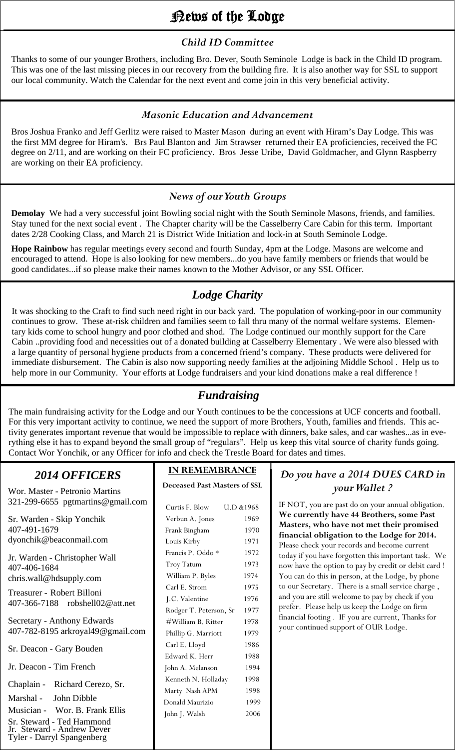# News of the Lodge

## *Child ID Committee*

Thanks to some of our younger Brothers, including Bro. Dever, South Seminole Lodge is back in the Child ID program. This was one of the last missing pieces in our recovery from the building fire. It is also another way for SSL to support our local community. Watch the Calendar for the next event and come join in this very beneficial activity.

## *Masonic Education and Advancement*

Bros Joshua Franko and Jeff Gerlitz were raised to Master Mason during an event with Hiram's Day Lodge. This was the first MM degree for Hiram's. Brs Paul Blanton and Jim Strawser returned their EA proficiencies, received the FC degree on 2/11, and are working on their FC proficiency. Bros Jesse Uribe, David Goldmacher, and Glynn Raspberry are working on their EA proficiency.

## *News of our Youth Groups*

**Demolay** We had a very successful joint Bowling social night with the South Seminole Masons, friends, and families. Stay tuned for the next social event . The Chapter charity will be the Casselberry Care Cabin for this term. Important dates 2/28 Cooking Class, and March 21 is District Wide Initiation and lock-in at South Seminole Lodge.

**Hope Rainbow** has regular meetings every second and fourth Sunday, 4pm at the Lodge. Masons are welcome and encouraged to attend. Hope is also looking for new members...do you have family members or friends that would be good candidates...if so please make their names known to the Mother Advisor, or any SSL Officer.

## *Lodge Charity*

It was shocking to the Craft to find such need right in our back yard. The population of working-poor in our community continues to grow. These at-risk children and families seem to fall thru many of the normal welfare systems. Elementary kids come to school hungry and poor clothed and shod. The Lodge continued our monthly support for the Care Cabin ..providing food and necessities out of a donated building at Casselberry Elementary . We were also blessed with a large quantity of personal hygiene products from a concerned friend's company. These products were delivered for immediate disbursement. The Cabin is also now supporting needy families at the adjoining Middle School . Help us to help more in our Community. Your efforts at Lodge fundraisers and your kind donations make a real difference !

## *Fundraising*

The main fundraising activity for the Lodge and our Youth continues to be the concessions at UCF concerts and football. For this very important activity to continue, we need the support of more Brothers, Youth, families and friends. This activity generates important revenue that would be impossible to replace with dinners, bake sales, and car washes...as in everything else it has to expand beyond the small group of "regulars". Help us keep this vital source of charity funds going. Contact Wor Yonchik, or any Officer for info and check the Trestle Board for dates and times.

## *2014 OFFICERS*

Wor. Master - Petronio Martins
321-299-6655 pgtmartins@gmail.com

Sr. Warden - Skip Yonchik
407-491-1679
dyonchik@beaconmail.com

Jr. Warden - Christopher Wall
407-406-1684
chris.wall@hdsupply.com

Treasurer - Robert Billoni
407-366-7188 robshell02@att.net

Secretary - Anthony Edwards
407-782-8195 arkroyal49@gmail.com

Sr. Deacon - Gary Bouden

Jr. Deacon - Tim French

Chaplain - Richard Cerezo, Sr.

Marshal - John Dibble

Musician - Wor. B. Frank Ellis

Sr. Steward - Ted Hammond

Jr. Steward - Andrew Dever

Tyler - Darryl Spangenberg

## IN REMEMBRANCE

**Deceased Past Masters of SSL**

| | |
|---|---|
| Curtis F. Blow | U.D &1968 |
| Verbun A. Jones | 1969 |
| Frank Bingham | 1970 |
| Louis Kirby | 1971 |
| Francis P. Oddo * | 1972 |
| Troy Tatum | 1973 |
| William P. Byles | 1974 |
| Carl E. Strom | 1975 |
| J.C. Valentine | 1976 |
| Rodger T. Peterson, Sr | 1977 |
| #William B. Ritter | 1978 |
| Phillip G. Marriott | 1979 |
| Carl E. Lloyd | 1986 |
| Edward K. Herr | 1988 |
| John A. Melanson | 1994 |
| Kenneth N. Holladay | 1998 |
| Marty Nash APM | 1998 |
| Donald Maurizio | 1999 |
| John J. Walsh | 2006 |

## *Do you have a 2014 DUES CARD in your Wallet ?*

IF NOT, you are past do on your annual obligation. **We currently have 44 Brothers, some Past Masters, who have not met their promised financial obligation to the Lodge for 2014.** Please check your records and become current today if you have forgotten this important task. We now have the option to pay by credit or debit card ! You can do this in person, at the Lodge, by phone to our Secretary. There is a small service charge , and you are still welcome to pay by check if you prefer. Please help us keep the Lodge on firm financial footing . IF you are current, Thanks for your continued support of OUR Lodge.